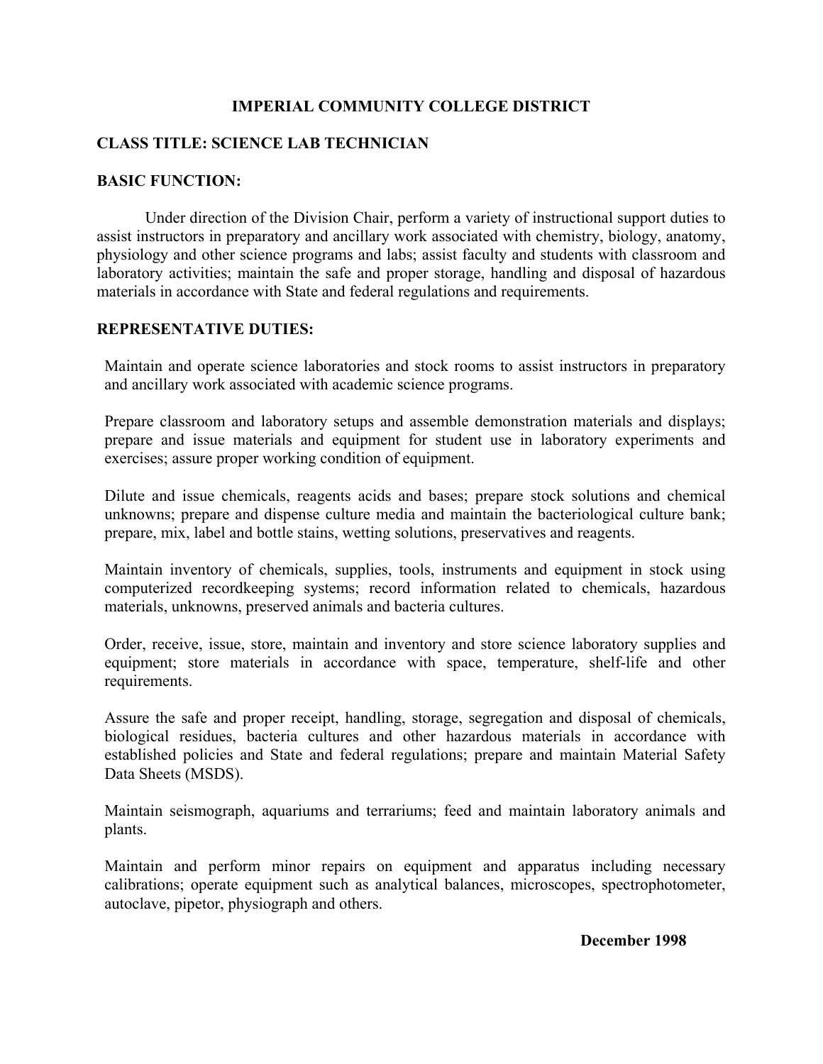# IMPERIAL COMMUNITY COLLEGE DISTRICT

## CLASS TITLE: SCIENCE LAB TECHNICIAN

## BASIC FUNCTION:

Under direction of the Division Chair, perform a variety of instructional support duties to assist instructors in preparatory and ancillary work associated with chemistry, biology, anatomy, physiology and other science programs and labs; assist faculty and students with classroom and laboratory activities; maintain the safe and proper storage, handling and disposal of hazardous materials in accordance with State and federal regulations and requirements.

## REPRESENTATIVE DUTIES:

Maintain and operate science laboratories and stock rooms to assist instructors in preparatory and ancillary work associated with academic science programs.

Prepare classroom and laboratory setups and assemble demonstration materials and displays; prepare and issue materials and equipment for student use in laboratory experiments and exercises; assure proper working condition of equipment.

Dilute and issue chemicals, reagents acids and bases; prepare stock solutions and chemical unknowns; prepare and dispense culture media and maintain the bacteriological culture bank; prepare, mix, label and bottle stains, wetting solutions, preservatives and reagents.

Maintain inventory of chemicals, supplies, tools, instruments and equipment in stock using computerized recordkeeping systems; record information related to chemicals, hazardous materials, unknowns, preserved animals and bacteria cultures.

Order, receive, issue, store, maintain and inventory and store science laboratory supplies and equipment; store materials in accordance with space, temperature, shelf-life and other requirements.

Assure the safe and proper receipt, handling, storage, segregation and disposal of chemicals, biological residues, bacteria cultures and other hazardous materials in accordance with established policies and State and federal regulations; prepare and maintain Material Safety Data Sheets (MSDS).

Maintain seismograph, aquariums and terrariums; feed and maintain laboratory animals and plants.

Maintain and perform minor repairs on equipment and apparatus including necessary calibrations; operate equipment such as analytical balances, microscopes, spectrophotometer, autoclave, pipetor, physiograph and others.

**December 1998**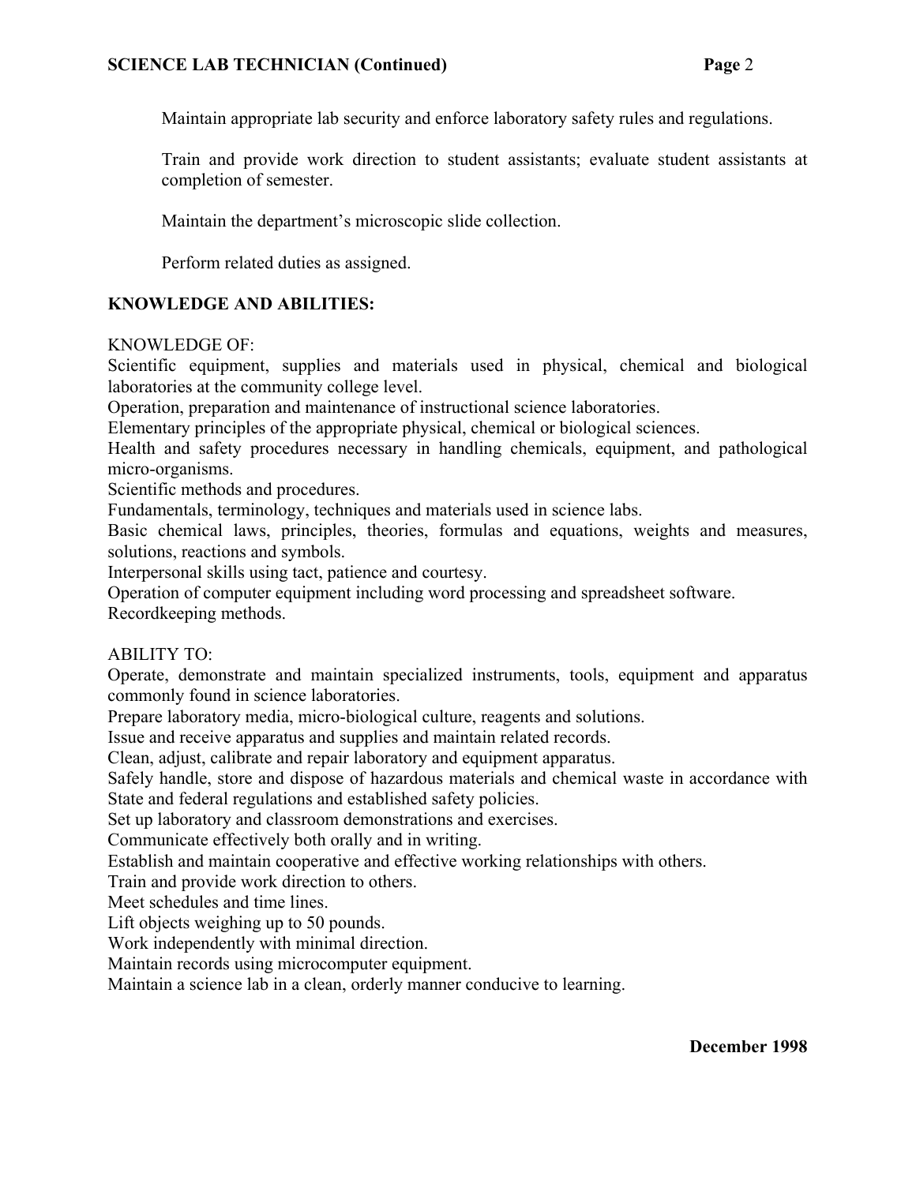Maintain appropriate lab security and enforce laboratory safety rules and regulations.

Train and provide work direction to student assistants; evaluate student assistants at completion of semester.

Maintain the department's microscopic slide collection.

Perform related duties as assigned.

## KNOWLEDGE AND ABILITIES:

KNOWLEDGE OF:

Scientific equipment, supplies and materials used in physical, chemical and biological laboratories at the community college level.
Operation, preparation and maintenance of instructional science laboratories.
Elementary principles of the appropriate physical, chemical or biological sciences.
Health and safety procedures necessary in handling chemicals, equipment, and pathological micro-organisms.
Scientific methods and procedures.
Fundamentals, terminology, techniques and materials used in science labs.
Basic chemical laws, principles, theories, formulas and equations, weights and measures, solutions, reactions and symbols.
Interpersonal skills using tact, patience and courtesy.
Operation of computer equipment including word processing and spreadsheet software.
Recordkeeping methods.

ABILITY TO:

Operate, demonstrate and maintain specialized instruments, tools, equipment and apparatus commonly found in science laboratories.
Prepare laboratory media, micro-biological culture, reagents and solutions.
Issue and receive apparatus and supplies and maintain related records.
Clean, adjust, calibrate and repair laboratory and equipment apparatus.
Safely handle, store and dispose of hazardous materials and chemical waste in accordance with State and federal regulations and established safety policies.
Set up laboratory and classroom demonstrations and exercises.
Communicate effectively both orally and in writing.
Establish and maintain cooperative and effective working relationships with others.
Train and provide work direction to others.
Meet schedules and time lines.
Lift objects weighing up to 50 pounds.
Work independently with minimal direction.
Maintain records using microcomputer equipment.
Maintain a science lab in a clean, orderly manner conducive to learning.

**December 1998**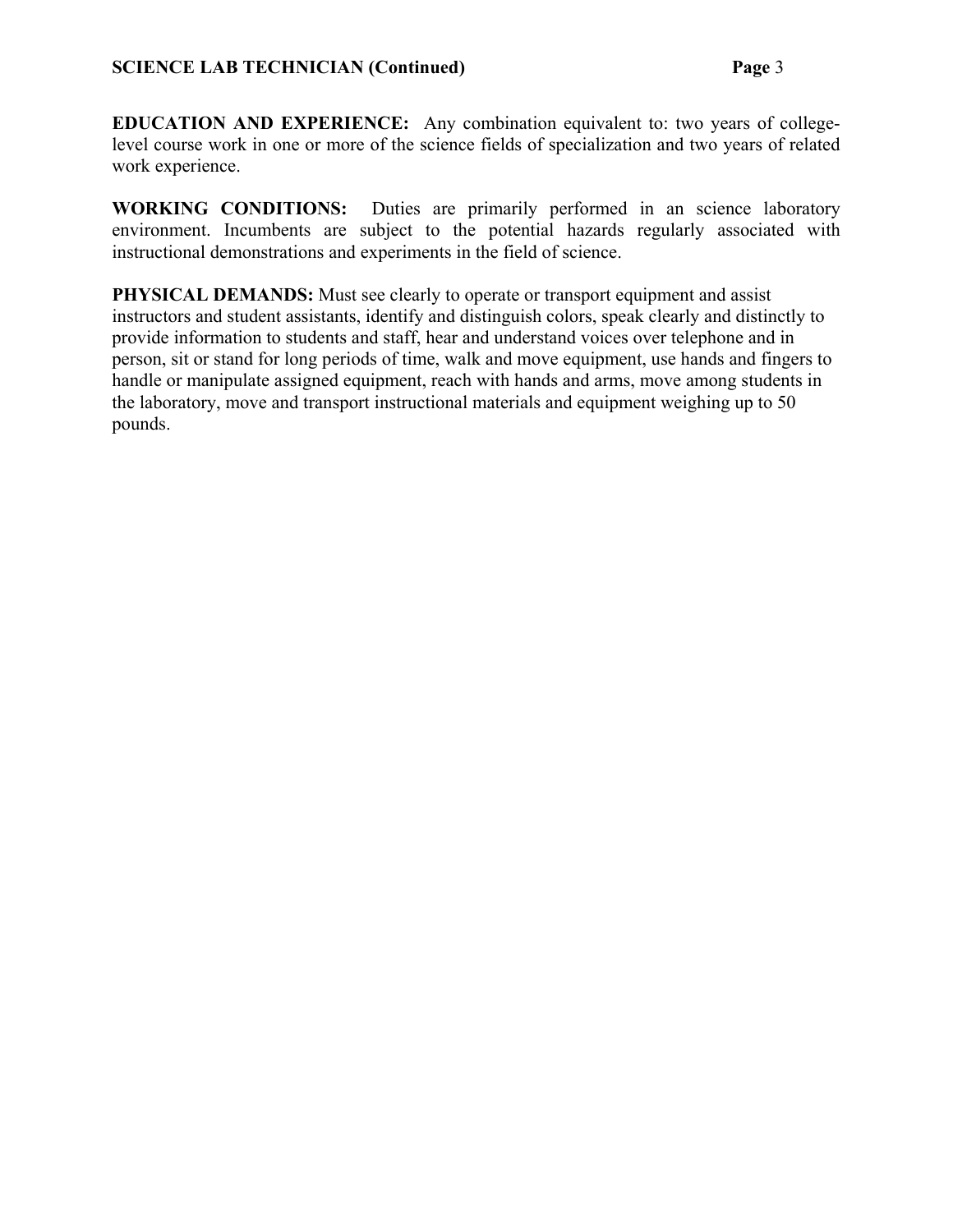**EDUCATION AND EXPERIENCE:** Any combination equivalent to: two years of college-level course work in one or more of the science fields of specialization and two years of related work experience.

**WORKING CONDITIONS:** Duties are primarily performed in an science laboratory environment. Incumbents are subject to the potential hazards regularly associated with instructional demonstrations and experiments in the field of science.

**PHYSICAL DEMANDS:** Must see clearly to operate or transport equipment and assist instructors and student assistants, identify and distinguish colors, speak clearly and distinctly to provide information to students and staff, hear and understand voices over telephone and in person, sit or stand for long periods of time, walk and move equipment, use hands and fingers to handle or manipulate assigned equipment, reach with hands and arms, move among students in the laboratory, move and transport instructional materials and equipment weighing up to 50 pounds.